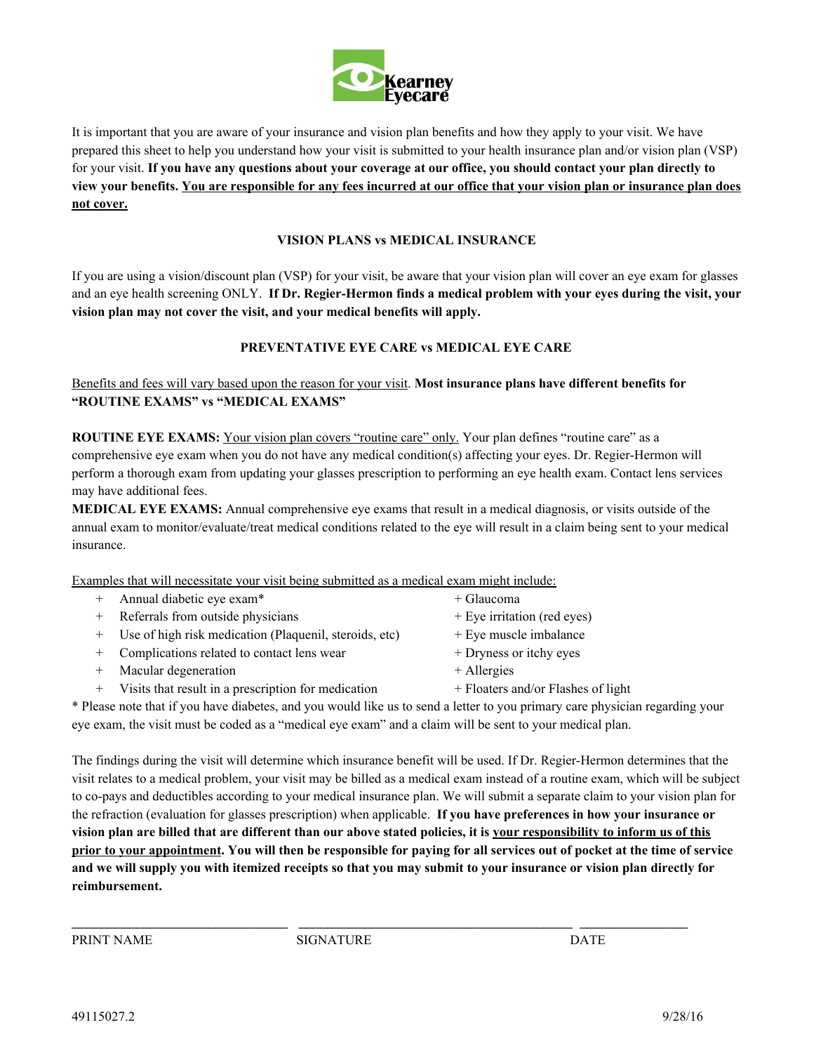Kearney Eyecare

It is important that you are aware of your insurance and vision plan benefits and how they apply to your visit. We have prepared this sheet to help you understand how your visit is submitted to your health insurance plan and/or vision plan (VSP) for your visit. **If you have any questions about your coverage at our office, you should contact your plan directly to view your benefits. <u>You are responsible for any fees incurred at our office that your vision plan or insurance plan does not cover.</u>**

## VISION PLANS vs MEDICAL INSURANCE

If you are using a vision/discount plan (VSP) for your visit, be aware that your vision plan will cover an eye exam for glasses and an eye health screening ONLY. **If Dr. Regier-Hermon finds a medical problem with your eyes during the visit, your vision plan may not cover the visit, and your medical benefits will apply.**

## PREVENTATIVE EYE CARE vs MEDICAL EYE CARE

<u>Benefits and fees will vary based upon the reason for your visit</u>. **Most insurance plans have different benefits for "ROUTINE EXAMS" vs "MEDICAL EXAMS"**

**ROUTINE EYE EXAMS:** <u>Your vision plan covers "routine care" only.</u> Your plan defines "routine care" as a comprehensive eye exam when you do not have any medical condition(s) affecting your eyes. Dr. Regier-Hermon will perform a thorough exam from updating your glasses prescription to performing an eye health exam. Contact lens services may have additional fees.

**MEDICAL EYE EXAMS:** Annual comprehensive eye exams that result in a medical diagnosis, or visits outside of the annual exam to monitor/evaluate/treat medical conditions related to the eye will result in a claim being sent to your medical insurance.

<u>Examples that will necessitate your visit being submitted as a medical exam might include:</u>

+ Annual diabetic eye exam*
+ Referrals from outside physicians
+ Use of high risk medication (Plaquenil, steroids, etc)
+ Complications related to contact lens wear
+ Macular degeneration
+ Visits that result in a prescription for medication
+ Glaucoma
+ Eye irritation (red eyes)
+ Eye muscle imbalance
+ Dryness or itchy eyes
+ Allergies
+ Floaters and/or Flashes of light

\* Please note that if you have diabetes, and you would like us to send a letter to you primary care physician regarding your eye exam, the visit must be coded as a "medical eye exam" and a claim will be sent to your medical plan.

The findings during the visit will determine which insurance benefit will be used. If Dr. Regier-Hermon determines that the visit relates to a medical problem, your visit may be billed as a medical exam instead of a routine exam, which will be subject to co-pays and deductibles according to your medical insurance plan. We will submit a separate claim to your vision plan for the refraction (evaluation for glasses prescription) when applicable. **If you have preferences in how your insurance or vision plan are billed that are different than our above stated policies, it is <u>your responsibility to inform us of this prior to your appointment</u>. You will then be responsible for paying for all services out of pocket at the time of service and we will supply you with itemized receipts so that you may submit to your insurance or vision plan directly for reimbursement.**

\_\_\_\_\_\_\_\_\_\_\_\_\_\_\_\_\_\_\_\_\_\_\_\_\_\_\_\_\_\_ \_\_\_\_\_\_\_\_\_\_\_\_\_\_\_\_\_\_\_\_\_\_\_\_\_\_\_\_\_\_\_\_\_\_\_\_\_\_ \_\_\_\_\_\_\_\_\_\_\_\_\_\_\_

PRINT NAME SIGNATURE DATE

49115027.2 9/28/16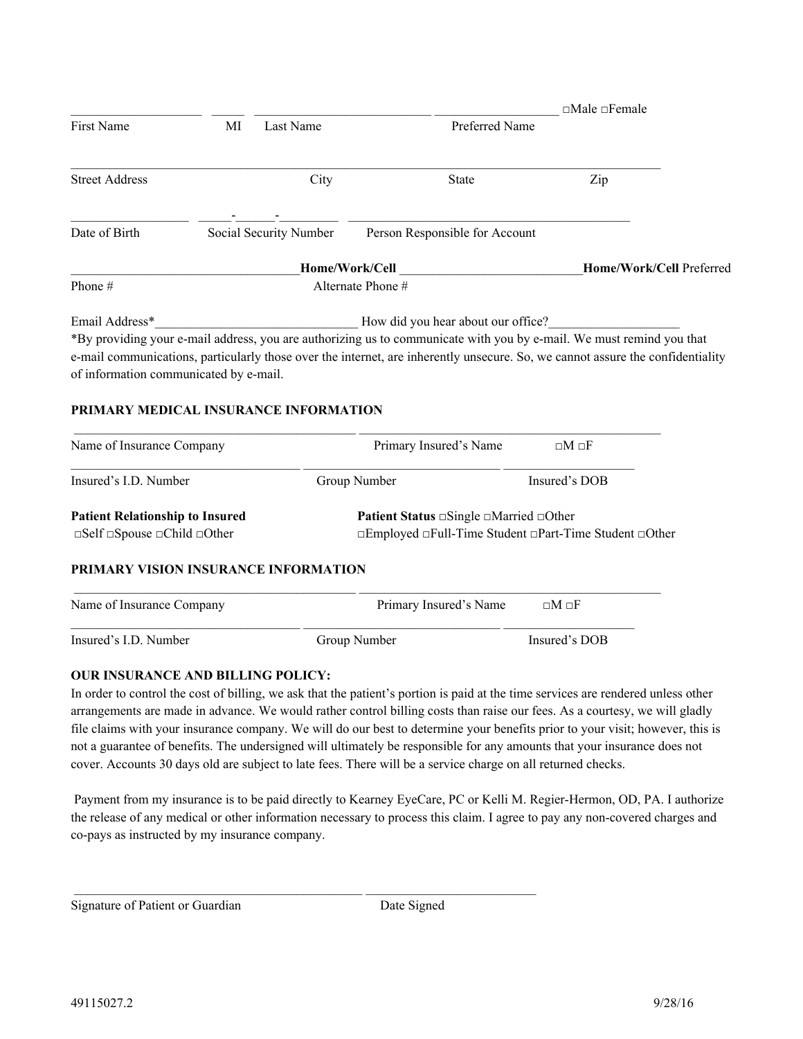____________________ _____ ___________________________ __________________ □Male □Female

First Name MI Last Name Preferred Name

_____________________________________________________________________________________

Street Address City State Zip

_________________ _____-_____-_________ ___________________________________________

Date of Birth Social Security Number Person Responsible for Account

__________________________________**Home/Work/Cell** ____________________________**Home/Work/Cell** Preferred

Phone # Alternate Phone #

Email Address*______________________________ How did you hear about our office?___________________

*By providing your e-mail address, you are authorizing us to communicate with you by e-mail. We must remind you that e-mail communications, particularly those over the internet, are inherently unsecure. So, we cannot assure the confidentiality of information communicated by e-mail.

**PRIMARY MEDICAL INSURANCE INFORMATION**

____________________________________________ ____________________________________________

Name of Insurance Company Primary Insured's Name □M □F

___________________________________ _____________________________ ___________________

Insured's I.D. Number Group Number Insured's DOB

**Patient Relationship to Insured**
□Self □Spouse □Child □Other

**Patient Status** □Single □Married □Other
□Employed □Full-Time Student □Part-Time Student □Other

**PRIMARY VISION INSURANCE INFORMATION**

____________________________________________ ____________________________________________

Name of Insurance Company Primary Insured's Name □M □F

___________________________________ _____________________________ ___________________

Insured's I.D. Number Group Number Insured's DOB

**OUR INSURANCE AND BILLING POLICY:**

In order to control the cost of billing, we ask that the patient's portion is paid at the time services are rendered unless other arrangements are made in advance. We would rather control billing costs than raise our fees. As a courtesy, we will gladly file claims with your insurance company. We will do our best to determine your benefits prior to your visit; however, this is not a guarantee of benefits. The undersigned will ultimately be responsible for any amounts that your insurance does not cover. Accounts 30 days old are subject to late fees. There will be a service charge on all returned checks.

Payment from my insurance is to be paid directly to Kearney EyeCare, PC or Kelli M. Regier-Hermon, OD, PA. I authorize the release of any medical or other information necessary to process this claim. I agree to pay any non-covered charges and co-pays as instructed by my insurance company.

____________________________________________ __________________________

Signature of Patient or Guardian Date Signed

49115027.2 9/28/16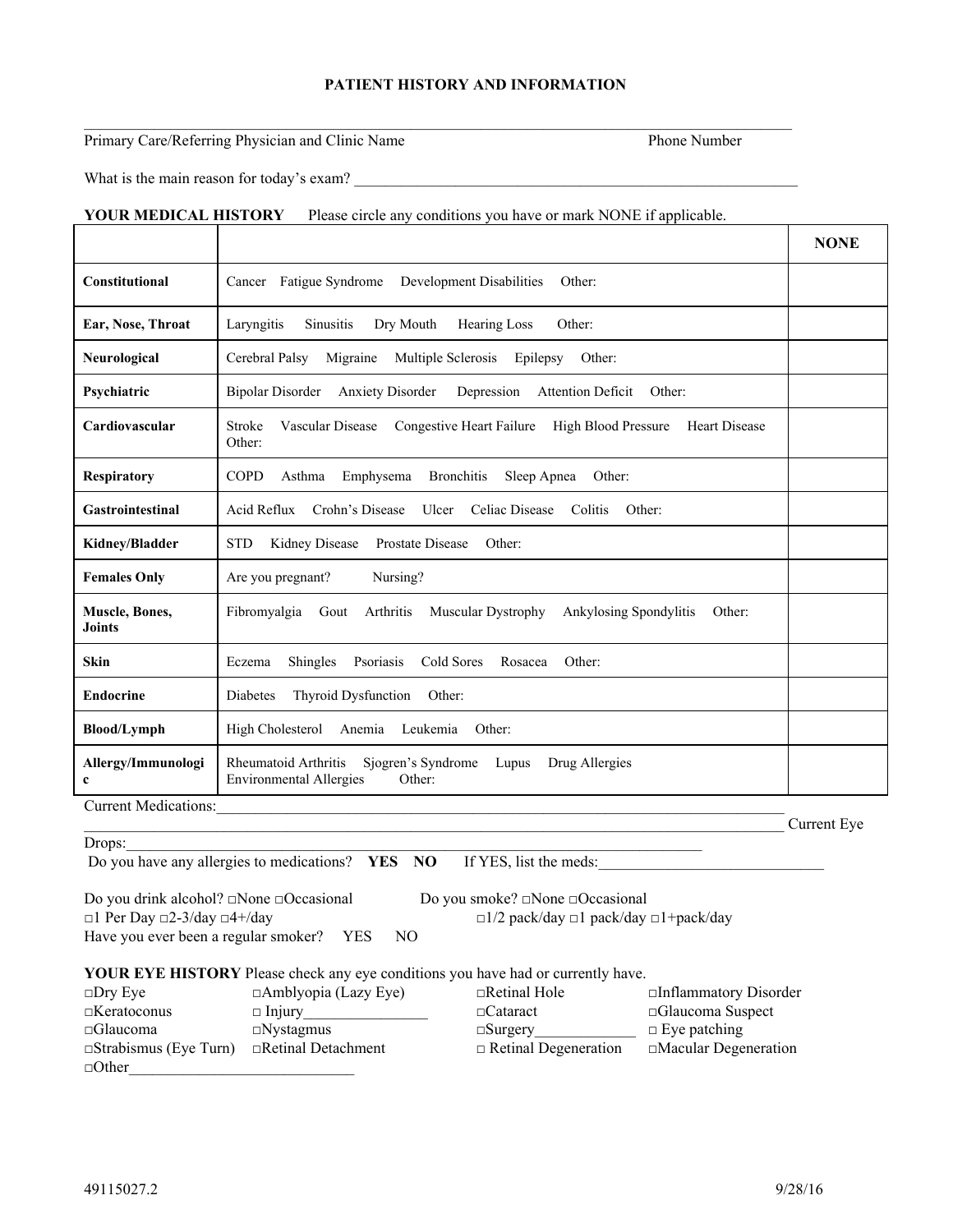# PATIENT HISTORY AND INFORMATION

______________________________________________________________________________
Primary Care/Referring Physician and Clinic Name                                                  Phone Number

What is the main reason for today's exam? ____________________________________________________

**YOUR MEDICAL HISTORY** Please circle any conditions you have or mark NONE if applicable.

| | | **NONE** |
|---|---|---|
| **Constitutional** | Cancer Fatigue Syndrome Development Disabilities Other: | |
| **Ear, Nose, Throat** | Laryngitis Sinusitis Dry Mouth Hearing Loss Other: | |
| **Neurological** | Cerebral Palsy Migraine Multiple Sclerosis Epilepsy Other: | |
| **Psychiatric** | Bipolar Disorder Anxiety Disorder Depression Attention Deficit Other: | |
| **Cardiovascular** | Stroke Vascular Disease Congestive Heart Failure High Blood Pressure Heart Disease Other: | |
| **Respiratory** | COPD Asthma Emphysema Bronchitis Sleep Apnea Other: | |
| **Gastrointestinal** | Acid Reflux Crohn's Disease Ulcer Celiac Disease Colitis Other: | |
| **Kidney/Bladder** | STD Kidney Disease Prostate Disease Other: | |
| **Females Only** | Are you pregnant? Nursing? | |
| **Muscle, Bones, Joints** | Fibromyalgia Gout Arthritis Muscular Dystrophy Ankylosing Spondylitis Other: | |
| **Skin** | Eczema Shingles Psoriasis Cold Sores Rosacea Other: | |
| **Endocrine** | Diabetes Thyroid Dysfunction Other: | |
| **Blood/Lymph** | High Cholesterol Anemia Leukemia Other: | |
| **Allergy/Immunologic** | Rheumatoid Arthritis Sjogren's Syndrome Lupus Drug Allergies Environmental Allergies Other: | |

Current Medications:______________________________________________________________________
______________________________________________________________________________ Current Eye Drops:______________________________________________________________________

Do you have any allergies to medications? **YES NO** If YES, list the meds:____________________________

Do you drink alcohol? □None □Occasional □1 Per Day □2-3/day □4+/day

Do you smoke? □None □Occasional □1/2 pack/day □1 pack/day □1+pack/day

Have you ever been a regular smoker? YES NO

**YOUR EYE HISTORY** Please check any eye conditions you have had or currently have.

□Dry Eye  □Amblyopia (Lazy Eye)  □Retinal Hole  □Inflammatory Disorder
□Keratoconus  □ Injury________________  □Cataract  □Glaucoma Suspect
□Glaucoma  □Nystagmus  □Surgery_____________  □ Eye patching
□Strabismus (Eye Turn)  □Retinal Detachment  □ Retinal Degeneration  □Macular Degeneration
□Other_____________________________

49115027.2                                                                                                    9/28/16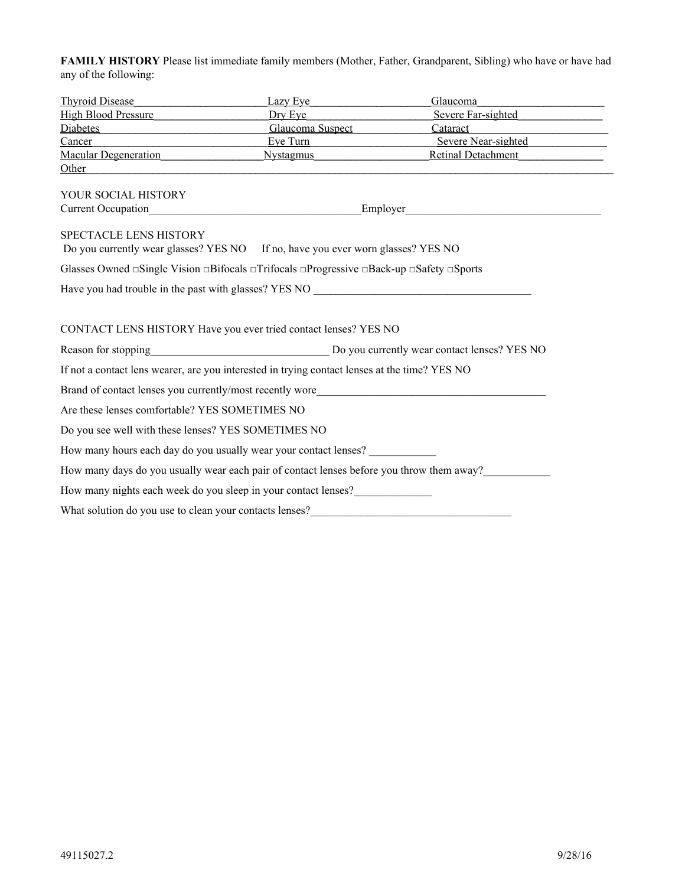**FAMILY HISTORY** Please list immediate family members (Mother, Father, Grandparent, Sibling) who have or have had any of the following:

| | | |
|---|---|---|
| Thyroid Disease______________________ | Lazy Eye____________________ | Glaucoma______________________ |
| High Blood Pressure___________________ | Dry Eye______________________ | Severe Far-sighted_______________ |
| Diabetes_____________________________ | Glaucoma Suspect_____________ | Cataract________________________ |
| Cancer______________________________ | Eye Turn____________________ | Severe Near-sighted______________ |
| Macular Degeneration_________________ | Nystagmus___________________ | Retinal Detachment_______________ |

Other________________________________________________________________________________________

YOUR SOCIAL HISTORY

Current Occupation_____________________________________Employer___________________________________

SPECTACLE LENS HISTORY

Do you currently wear glasses? YES NO     If no, have you ever worn glasses? YES NO

Glasses Owned □Single Vision □Bifocals □Trifocals □Progressive □Back-up □Safety □Sports

Have you had trouble in the past with glasses? YES NO ________________________________________

CONTACT LENS HISTORY Have you ever tried contact lenses? YES NO

Reason for stopping________________________________ Do you currently wear contact lenses? YES NO

If not a contact lens wearer, are you interested in trying contact lenses at the time? YES NO

Brand of contact lenses you currently/most recently wore__________________________________________

Are these lenses comfortable? YES SOMETIMES NO

Do you see well with these lenses? YES SOMETIMES NO

How many hours each day do you usually wear your contact lenses? ____________

How many days do you usually wear each pair of contact lenses before you throw them away?____________

How many nights each week do you sleep in your contact lenses?______________

What solution do you use to clean your contacts lenses?____________________________________

49115027.2    9/28/16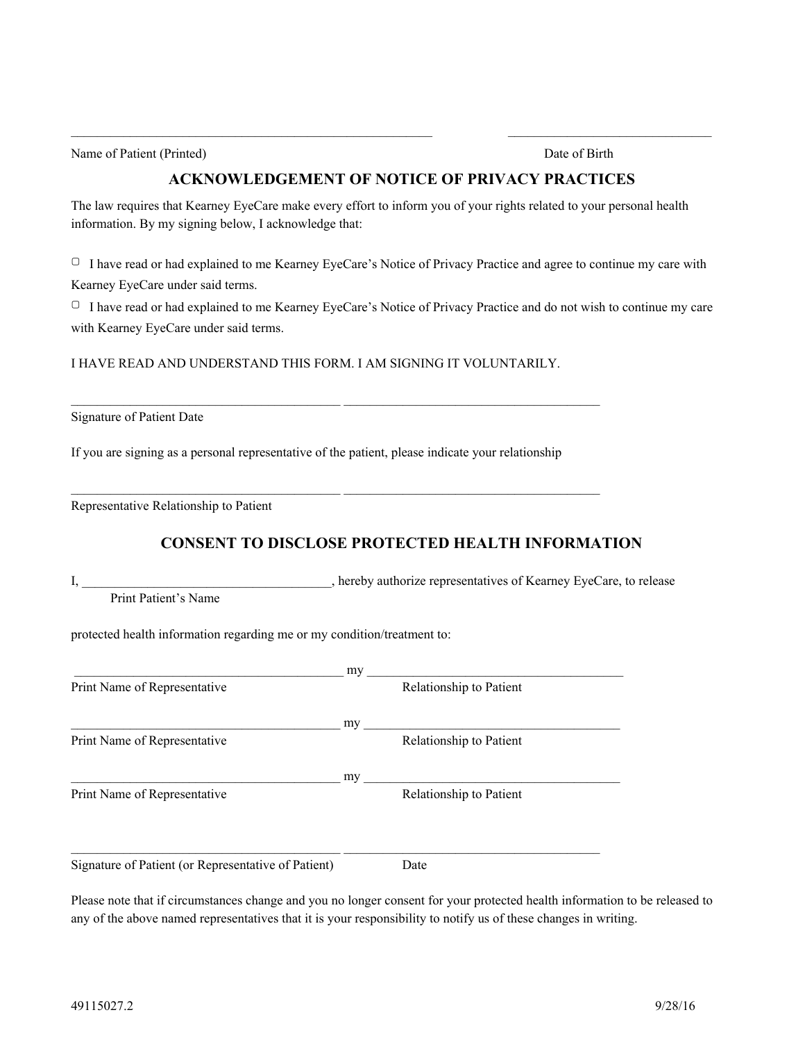\_\_\_\_\_\_\_\_\_\_\_\_\_\_\_\_\_\_\_\_\_\_\_\_\_\_\_\_\_\_\_\_\_\_\_\_\_\_\_\_\_\_\_\_\_\_\_\_\_\_\_\_ \_\_\_\_\_\_\_\_\_\_\_\_\_\_\_\_\_\_\_\_\_\_\_\_\_\_\_\_\_\_\_\_

Name of Patient (Printed) Date of Birth

## ACKNOWLEDGEMENT OF NOTICE OF PRIVACY PRACTICES

The law requires that Kearney EyeCare make every effort to inform you of your rights related to your personal health information. By my signing below, I acknowledge that:

☐ I have read or had explained to me Kearney EyeCare's Notice of Privacy Practice and agree to continue my care with Kearney EyeCare under said terms.

☐ I have read or had explained to me Kearney EyeCare's Notice of Privacy Practice and do not wish to continue my care with Kearney EyeCare under said terms.

I HAVE READ AND UNDERSTAND THIS FORM. I AM SIGNING IT VOLUNTARILY.

\_\_\_\_\_\_\_\_\_\_\_\_\_\_\_\_\_\_\_\_\_\_\_\_\_\_\_\_\_\_\_\_\_\_\_\_\_\_\_\_ \_\_\_\_\_\_\_\_\_\_\_\_\_\_\_\_\_\_\_\_\_\_\_\_\_\_\_\_\_\_\_\_\_\_\_\_\_\_\_\_

Signature of Patient Date

If you are signing as a personal representative of the patient, please indicate your relationship

\_\_\_\_\_\_\_\_\_\_\_\_\_\_\_\_\_\_\_\_\_\_\_\_\_\_\_\_\_\_\_\_\_\_\_\_\_\_\_\_ \_\_\_\_\_\_\_\_\_\_\_\_\_\_\_\_\_\_\_\_\_\_\_\_\_\_\_\_\_\_\_\_\_\_\_\_\_\_\_\_

Representative Relationship to Patient

## CONSENT TO DISCLOSE PROTECTED HEALTH INFORMATION

I, \_\_\_\_\_\_\_\_\_\_\_\_\_\_\_\_\_\_\_\_\_\_\_\_\_\_\_\_\_\_\_\_\_\_\_\_\_\_, hereby authorize representatives of Kearney EyeCare, to release
Print Patient's Name

protected health information regarding me or my condition/treatment to:

\_\_\_\_\_\_\_\_\_\_\_\_\_\_\_\_\_\_\_\_\_\_\_\_\_\_\_\_\_\_\_\_\_\_\_\_\_\_\_\_ my \_\_\_\_\_\_\_\_\_\_\_\_\_\_\_\_\_\_\_\_\_\_\_\_\_\_\_\_\_\_\_\_\_\_\_\_\_\_\_\_

Print Name of Representative Relationship to Patient

\_\_\_\_\_\_\_\_\_\_\_\_\_\_\_\_\_\_\_\_\_\_\_\_\_\_\_\_\_\_\_\_\_\_\_\_\_\_\_\_ my \_\_\_\_\_\_\_\_\_\_\_\_\_\_\_\_\_\_\_\_\_\_\_\_\_\_\_\_\_\_\_\_\_\_\_\_\_\_\_\_

Print Name of Representative Relationship to Patient

\_\_\_\_\_\_\_\_\_\_\_\_\_\_\_\_\_\_\_\_\_\_\_\_\_\_\_\_\_\_\_\_\_\_\_\_\_\_\_\_ my \_\_\_\_\_\_\_\_\_\_\_\_\_\_\_\_\_\_\_\_\_\_\_\_\_\_\_\_\_\_\_\_\_\_\_\_\_\_\_\_

Print Name of Representative Relationship to Patient

\_\_\_\_\_\_\_\_\_\_\_\_\_\_\_\_\_\_\_\_\_\_\_\_\_\_\_\_\_\_\_\_\_\_\_\_\_\_\_\_ \_\_\_\_\_\_\_\_\_\_\_\_\_\_\_\_\_\_\_\_\_\_\_\_\_\_\_\_\_\_\_\_\_\_\_\_\_\_\_\_

Signature of Patient (or Representative of Patient) Date

Please note that if circumstances change and you no longer consent for your protected health information to be released to any of the above named representatives that it is your responsibility to notify us of these changes in writing.

49115027.2 9/28/16